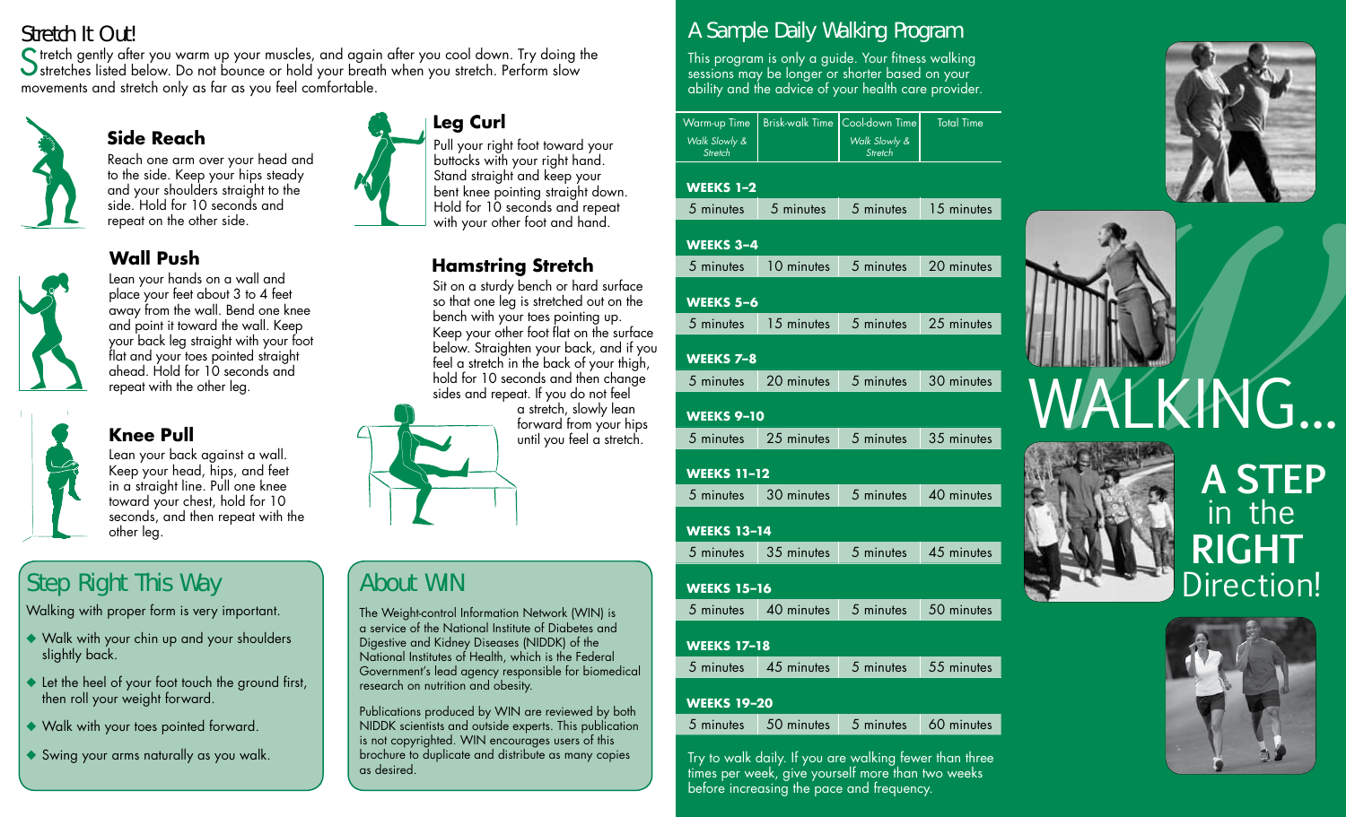## Stretch It Out!

Stretch gently after you warm up your muscles, and again after you cool down. Try doing the stretches listed below. Do not bounce or hold your breath when you stretch. Perform slow movements and stretch only as far as you feel comfortable.

### Side Reach

Reach one arm over your head and to the side. Keep your hips steady and your shoulders straight to the side. Hold for 10 seconds and repeat on the other side.

### Wall Push

Lean your hands on a wall and place your feet about 3 to 4 feet away from the wall. Bend one knee and point it toward the wall. Keep your back leg straight with your foot flat and your toes pointed straight ahead. Hold for 10 seconds and repeat with the other leg.

### Knee Pull

Lean your back against a wall. Keep your head, hips, and feet in a straight line. Pull one knee toward your chest, hold for 10 seconds, and then repeat with the other leg.

### Leg Curl

Pull your right foot toward your buttocks with your right hand. Stand straight and keep your bent knee pointing straight down. Hold for 10 seconds and repeat with your other foot and hand.

### Hamstring Stretch

Sit on a sturdy bench or hard surface so that one leg is stretched out on the bench with your toes pointing up. Keep your other foot flat on the surface below. Straighten your back, and if you feel a stretch in the back of your thigh, hold for 10 seconds and then change sides and repeat. If you do not feel a stretch, slowly lean forward from your hips until you feel a stretch.

## Step Right This Way

Walking with proper form is very important.

- Walk with your chin up and your shoulders slightly back.
- Let the heel of your foot touch the ground first, then roll your weight forward.
- Walk with your toes pointed forward.
- Swing your arms naturally as you walk.

## About WIN

The Weight-control Information Network (WIN) is a service of the National Institute of Diabetes and Digestive and Kidney Diseases (NIDDK) of the National Institutes of Health, which is the Federal Government's lead agency responsible for biomedical research on nutrition and obesity.

Publications produced by WIN are reviewed by both NIDDK scientists and outside experts. This publication is not copyrighted. WIN encourages users of this brochure to duplicate and distribute as many copies as desired.

## A Sample Daily Walking Program

This program is only a guide. Your fitness walking sessions may be longer or shorter based on your ability and the advice of your health care provider.

| Warm-up Time *Walk Slowly & Stretch* | Brisk-walk Time | Cool-down Time *Walk Slowly & Stretch* | Total Time |
|---|---|---|---|
| **WEEKS 1–2** | | | |
| 5 minutes | 5 minutes | 5 minutes | 15 minutes |
| **WEEKS 3–4** | | | |
| 5 minutes | 10 minutes | 5 minutes | 20 minutes |
| **WEEKS 5–6** | | | |
| 5 minutes | 15 minutes | 5 minutes | 25 minutes |
| **WEEKS 7–8** | | | |
| 5 minutes | 20 minutes | 5 minutes | 30 minutes |
| **WEEKS 9–10** | | | |
| 5 minutes | 25 minutes | 5 minutes | 35 minutes |
| **WEEKS 11–12** | | | |
| 5 minutes | 30 minutes | 5 minutes | 40 minutes |
| **WEEKS 13–14** | | | |
| 5 minutes | 35 minutes | 5 minutes | 45 minutes |
| **WEEKS 15–16** | | | |
| 5 minutes | 40 minutes | 5 minutes | 50 minutes |
| **WEEKS 17–18** | | | |
| 5 minutes | 45 minutes | 5 minutes | 55 minutes |
| **WEEKS 19–20** | | | |
| 5 minutes | 50 minutes | 5 minutes | 60 minutes |

Try to walk daily. If you are walking fewer than three times per week, give yourself more than two weeks before increasing the pace and frequency.

# WALKING...

## A STEP in the RIGHT Direction!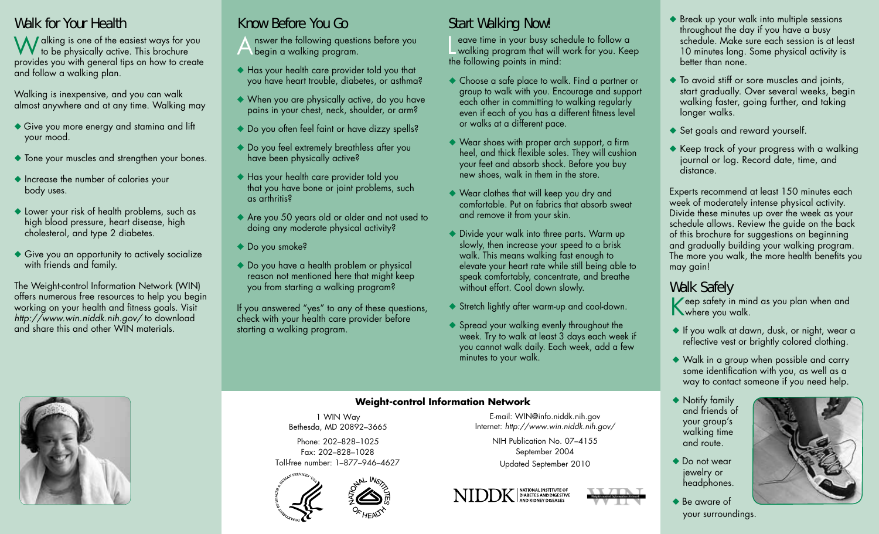## Walk for Your Health

Walking is one of the easiest ways for you to be physically active. This brochure provides you with general tips on how to create and follow a walking plan.

Walking is inexpensive, and you can walk almost anywhere and at any time. Walking may

- Give you more energy and stamina and lift your mood.
- Tone your muscles and strengthen your bones.
- Increase the number of calories your body uses.
- Lower your risk of health problems, such as high blood pressure, heart disease, high cholesterol, and type 2 diabetes.
- Give you an opportunity to actively socialize with friends and family.

The Weight-control Information Network (WIN) offers numerous free resources to help you begin working on your health and fitness goals. Visit *http://www.win.niddk.nih.gov/* to download and share this and other WIN materials.

## Know Before You Go

Answer the following questions before you begin a walking program.

- Has your health care provider told you that you have heart trouble, diabetes, or asthma?
- When you are physically active, do you have pains in your chest, neck, shoulder, or arm?
- Do you often feel faint or have dizzy spells?
- Do you feel extremely breathless after you have been physically active?
- Has your health care provider told you that you have bone or joint problems, such as arthritis?
- Are you 50 years old or older and not used to doing any moderate physical activity?
- Do you smoke?
- Do you have a health problem or physical reason not mentioned here that might keep you from starting a walking program?

If you answered "yes" to any of these questions, check with your health care provider before starting a walking program.

## Start Walking Now!

Leave time in your busy schedule to follow a walking program that will work for you. Keep the following points in mind:

- Choose a safe place to walk. Find a partner or group to walk with you. Encourage and support each other in committing to walking regularly even if each of you has a different fitness level or walks at a different pace.
- Wear shoes with proper arch support, a firm heel, and thick flexible soles. They will cushion your feet and absorb shock. Before you buy new shoes, walk in them in the store.
- Wear clothes that will keep you dry and comfortable. Put on fabrics that absorb sweat and remove it from your skin.
- Divide your walk into three parts. Warm up slowly, then increase your speed to a brisk walk. This means walking fast enough to elevate your heart rate while still being able to speak comfortably, concentrate, and breathe without effort. Cool down slowly.
- Stretch lightly after warm-up and cool-down.
- Spread your walking evenly throughout the week. Try to walk at least 3 days each week if you cannot walk daily. Each week, add a few minutes to your walk.
- Break up your walk into multiple sessions throughout the day if you have a busy schedule. Make sure each session is at least 10 minutes long. Some physical activity is better than none.
- To avoid stiff or sore muscles and joints, start gradually. Over several weeks, begin walking faster, going further, and taking longer walks.
- Set goals and reward yourself.
- Keep track of your progress with a walking journal or log. Record date, time, and distance.

Experts recommend at least 150 minutes each week of moderately intense physical activity. Divide these minutes up over the week as your schedule allows. Review the guide on the back of this brochure for suggestions on beginning and gradually building your walking program. The more you walk, the more health benefits you may gain!

## Walk Safely

Keep safety in mind as you plan when and where you walk.

- If you walk at dawn, dusk, or night, wear a reflective vest or brightly colored clothing.
- Walk in a group when possible and carry some identification with you, as well as a way to contact someone if you need help.
- Notify family and friends of your group's walking time and route.
- Do not wear jewelry or headphones.
- Be aware of your surroundings.

**Weight-control Information Network**

1 WIN Way
Bethesda, MD 20892–3665

Phone: 202–828–1025
Fax: 202–828–1028
Toll-free number: 1–877–946–4627

E-mail: WIN@info.niddk.nih.gov
Internet: *http://www.win.niddk.nih.gov/*

NIH Publication No. 07–4155
September 2004
Updated September 2010